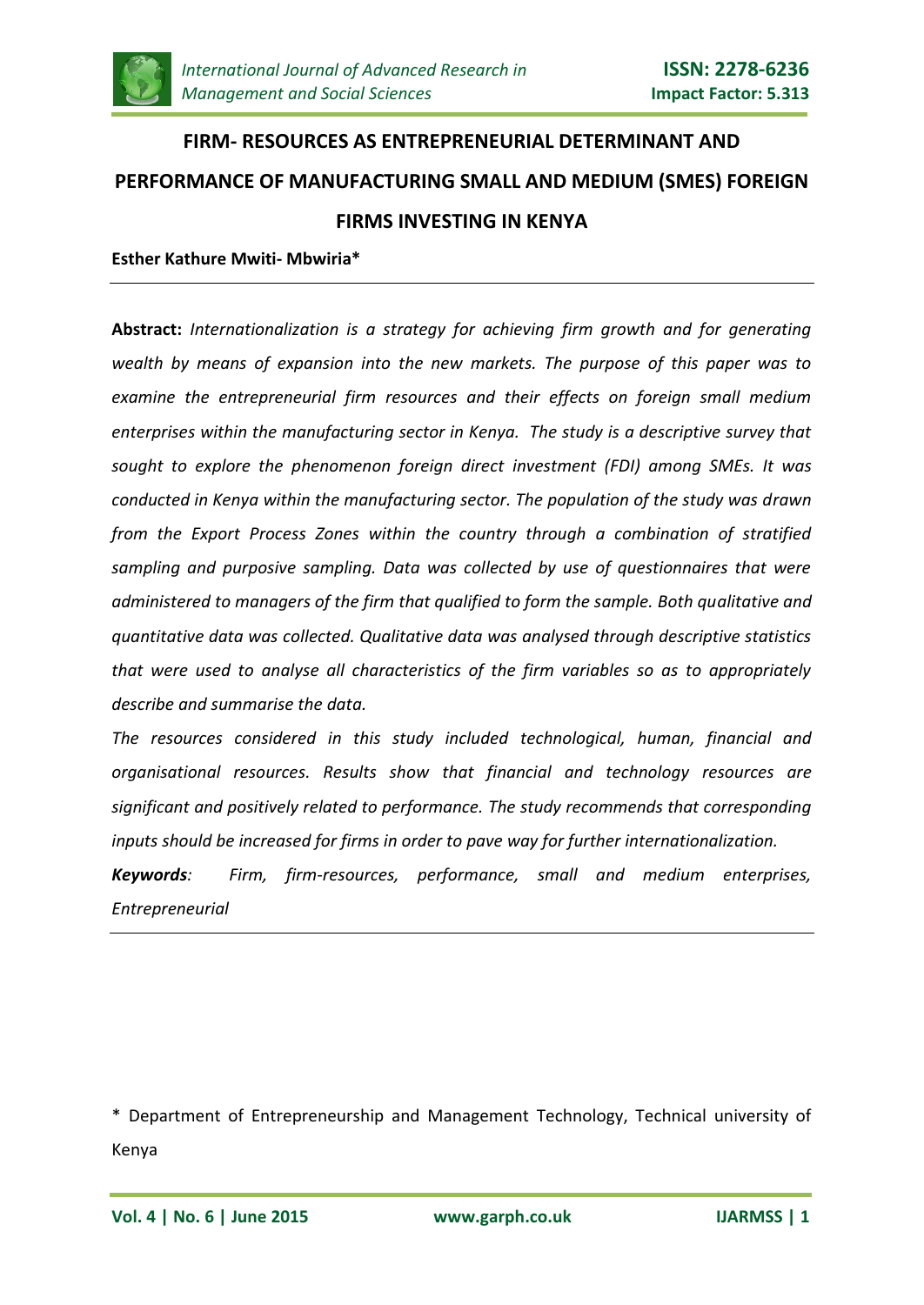# FIRM- RESOURCES AS ENTREPRENEURIAL DETERMINANT AND PERFORMANCE OF MANUFACTURING SMALL AND MEDIUM (SMES) FOREIGN FIRMS INVESTING IN KENYA

**Esther Kathure Mwiti- Mbwiria***

---

**Abstract:** *Internationalization is a strategy for achieving firm growth and for generating wealth by means of expansion into the new markets. The purpose of this paper was to examine the entrepreneurial firm resources and their effects on foreign small medium enterprises within the manufacturing sector in Kenya. The study is a descriptive survey that sought to explore the phenomenon foreign direct investment (FDI) among SMEs. It was conducted in Kenya within the manufacturing sector. The population of the study was drawn from the Export Process Zones within the country through a combination of stratified sampling and purposive sampling. Data was collected by use of questionnaires that were administered to managers of the firm that qualified to form the sample. Both qualitative and quantitative data was collected. Qualitative data was analysed through descriptive statistics that were used to analyse all characteristics of the firm variables so as to appropriately describe and summarise the data.*

*The resources considered in this study included technological, human, financial and organisational resources. Results show that financial and technology resources are significant and positively related to performance. The study recommends that corresponding inputs should be increased for firms in order to pave way for further internationalization.*

***Keywords**: Firm, firm-resources, performance, small and medium enterprises, Entrepreneurial*

---

\* Department of Entrepreneurship and Management Technology, Technical university of Kenya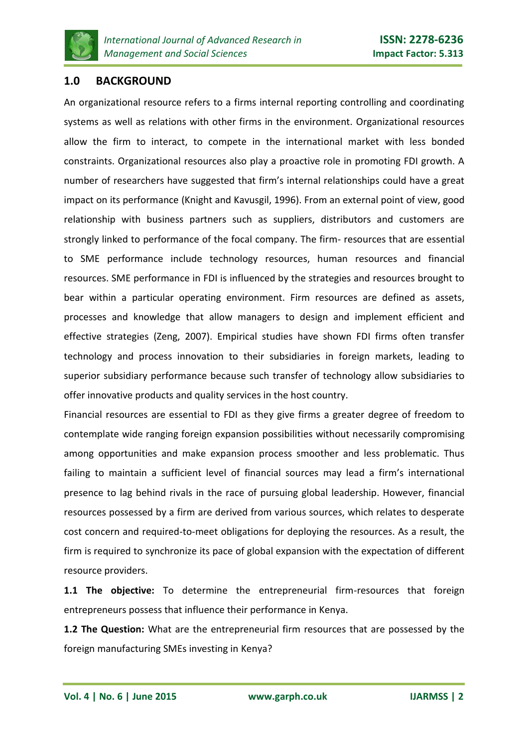## 1.0 BACKGROUND

An organizational resource refers to a firms internal reporting controlling and coordinating systems as well as relations with other firms in the environment. Organizational resources allow the firm to interact, to compete in the international market with less bonded constraints. Organizational resources also play a proactive role in promoting FDI growth. A number of researchers have suggested that firm's internal relationships could have a great impact on its performance (Knight and Kavusgil, 1996). From an external point of view, good relationship with business partners such as suppliers, distributors and customers are strongly linked to performance of the focal company. The firm- resources that are essential to SME performance include technology resources, human resources and financial resources. SME performance in FDI is influenced by the strategies and resources brought to bear within a particular operating environment. Firm resources are defined as assets, processes and knowledge that allow managers to design and implement efficient and effective strategies (Zeng, 2007). Empirical studies have shown FDI firms often transfer technology and process innovation to their subsidiaries in foreign markets, leading to superior subsidiary performance because such transfer of technology allow subsidiaries to offer innovative products and quality services in the host country.

Financial resources are essential to FDI as they give firms a greater degree of freedom to contemplate wide ranging foreign expansion possibilities without necessarily compromising among opportunities and make expansion process smoother and less problematic. Thus failing to maintain a sufficient level of financial sources may lead a firm's international presence to lag behind rivals in the race of pursuing global leadership. However, financial resources possessed by a firm are derived from various sources, which relates to desperate cost concern and required-to-meet obligations for deploying the resources. As a result, the firm is required to synchronize its pace of global expansion with the expectation of different resource providers.

**1.1 The objective:** To determine the entrepreneurial firm-resources that foreign entrepreneurs possess that influence their performance in Kenya.

**1.2 The Question:** What are the entrepreneurial firm resources that are possessed by the foreign manufacturing SMEs investing in Kenya?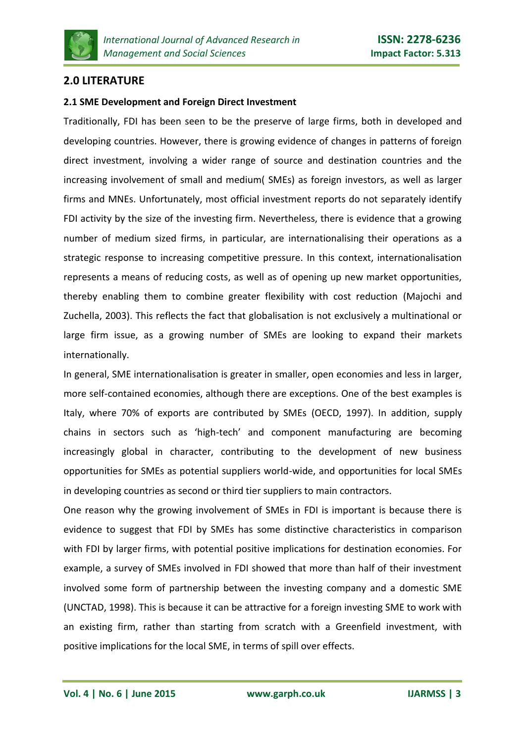## 2.0 LITERATURE

### 2.1 SME Development and Foreign Direct Investment

Traditionally, FDI has been seen to be the preserve of large firms, both in developed and developing countries. However, there is growing evidence of changes in patterns of foreign direct investment, involving a wider range of source and destination countries and the increasing involvement of small and medium( SMEs) as foreign investors, as well as larger firms and MNEs. Unfortunately, most official investment reports do not separately identify FDI activity by the size of the investing firm. Nevertheless, there is evidence that a growing number of medium sized firms, in particular, are internationalising their operations as a strategic response to increasing competitive pressure. In this context, internationalisation represents a means of reducing costs, as well as of opening up new market opportunities, thereby enabling them to combine greater flexibility with cost reduction (Majochi and Zuchella, 2003). This reflects the fact that globalisation is not exclusively a multinational or large firm issue, as a growing number of SMEs are looking to expand their markets internationally.

In general, SME internationalisation is greater in smaller, open economies and less in larger, more self-contained economies, although there are exceptions. One of the best examples is Italy, where 70% of exports are contributed by SMEs (OECD, 1997). In addition, supply chains in sectors such as 'high-tech' and component manufacturing are becoming increasingly global in character, contributing to the development of new business opportunities for SMEs as potential suppliers world-wide, and opportunities for local SMEs in developing countries as second or third tier suppliers to main contractors.

One reason why the growing involvement of SMEs in FDI is important is because there is evidence to suggest that FDI by SMEs has some distinctive characteristics in comparison with FDI by larger firms, with potential positive implications for destination economies. For example, a survey of SMEs involved in FDI showed that more than half of their investment involved some form of partnership between the investing company and a domestic SME (UNCTAD, 1998). This is because it can be attractive for a foreign investing SME to work with an existing firm, rather than starting from scratch with a Greenfield investment, with positive implications for the local SME, in terms of spill over effects.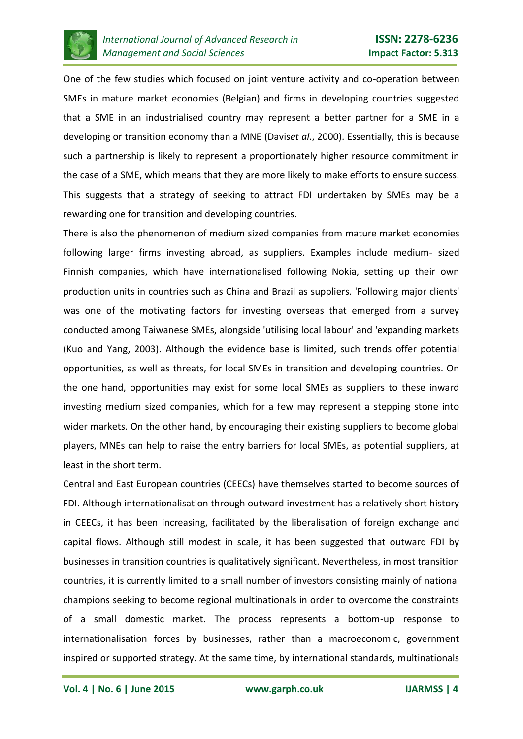One of the few studies which focused on joint venture activity and co-operation between SMEs in mature market economies (Belgian) and firms in developing countries suggested that a SME in an industrialised country may represent a better partner for a SME in a developing or transition economy than a MNE (Davis*et al*., 2000). Essentially, this is because such a partnership is likely to represent a proportionately higher resource commitment in the case of a SME, which means that they are more likely to make efforts to ensure success. This suggests that a strategy of seeking to attract FDI undertaken by SMEs may be a rewarding one for transition and developing countries.

There is also the phenomenon of medium sized companies from mature market economies following larger firms investing abroad, as suppliers. Examples include medium- sized Finnish companies, which have internationalised following Nokia, setting up their own production units in countries such as China and Brazil as suppliers. 'Following major clients' was one of the motivating factors for investing overseas that emerged from a survey conducted among Taiwanese SMEs, alongside 'utilising local labour' and 'expanding markets (Kuo and Yang, 2003). Although the evidence base is limited, such trends offer potential opportunities, as well as threats, for local SMEs in transition and developing countries. On the one hand, opportunities may exist for some local SMEs as suppliers to these inward investing medium sized companies, which for a few may represent a stepping stone into wider markets. On the other hand, by encouraging their existing suppliers to become global players, MNEs can help to raise the entry barriers for local SMEs, as potential suppliers, at least in the short term.

Central and East European countries (CEECs) have themselves started to become sources of FDI. Although internationalisation through outward investment has a relatively short history in CEECs, it has been increasing, facilitated by the liberalisation of foreign exchange and capital flows. Although still modest in scale, it has been suggested that outward FDI by businesses in transition countries is qualitatively significant. Nevertheless, in most transition countries, it is currently limited to a small number of investors consisting mainly of national champions seeking to become regional multinationals in order to overcome the constraints of a small domestic market. The process represents a bottom-up response to internationalisation forces by businesses, rather than a macroeconomic, government inspired or supported strategy. At the same time, by international standards, multinationals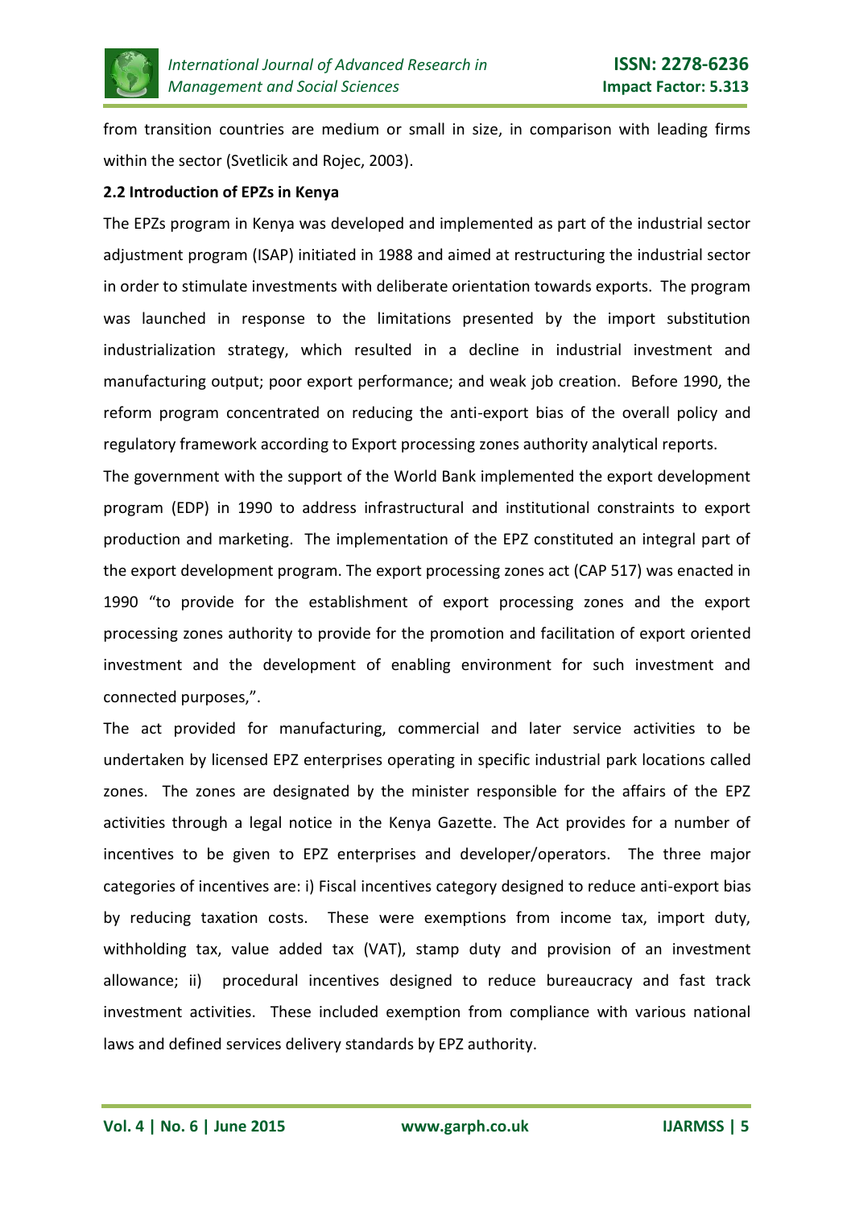from transition countries are medium or small in size, in comparison with leading firms within the sector (Svetlicik and Rojec, 2003).

**2.2 Introduction of EPZs in Kenya**

The EPZs program in Kenya was developed and implemented as part of the industrial sector adjustment program (ISAP) initiated in 1988 and aimed at restructuring the industrial sector in order to stimulate investments with deliberate orientation towards exports. The program was launched in response to the limitations presented by the import substitution industrialization strategy, which resulted in a decline in industrial investment and manufacturing output; poor export performance; and weak job creation. Before 1990, the reform program concentrated on reducing the anti-export bias of the overall policy and regulatory framework according to Export processing zones authority analytical reports.

The government with the support of the World Bank implemented the export development program (EDP) in 1990 to address infrastructural and institutional constraints to export production and marketing. The implementation of the EPZ constituted an integral part of the export development program. The export processing zones act (CAP 517) was enacted in 1990 "to provide for the establishment of export processing zones and the export processing zones authority to provide for the promotion and facilitation of export oriented investment and the development of enabling environment for such investment and connected purposes,".

The act provided for manufacturing, commercial and later service activities to be undertaken by licensed EPZ enterprises operating in specific industrial park locations called zones. The zones are designated by the minister responsible for the affairs of the EPZ activities through a legal notice in the Kenya Gazette. The Act provides for a number of incentives to be given to EPZ enterprises and developer/operators. The three major categories of incentives are: i) Fiscal incentives category designed to reduce anti-export bias by reducing taxation costs. These were exemptions from income tax, import duty, withholding tax, value added tax (VAT), stamp duty and provision of an investment allowance; ii) procedural incentives designed to reduce bureaucracy and fast track investment activities. These included exemption from compliance with various national laws and defined services delivery standards by EPZ authority.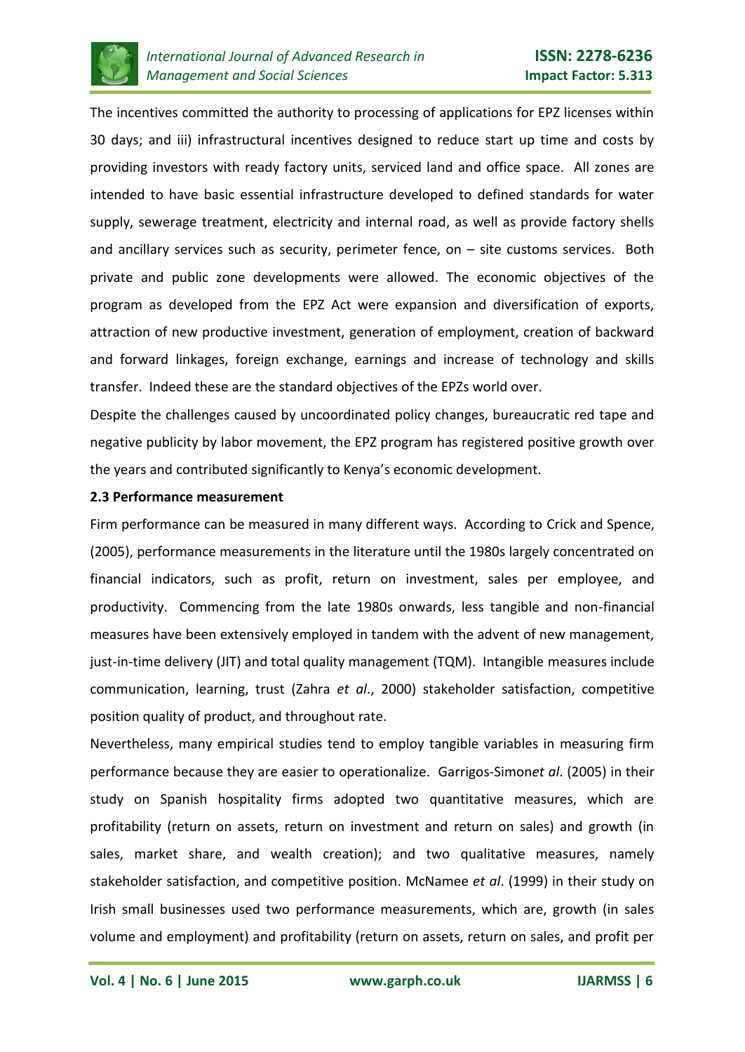The incentives committed the authority to processing of applications for EPZ licenses within 30 days; and iii) infrastructural incentives designed to reduce start up time and costs by providing investors with ready factory units, serviced land and office space. All zones are intended to have basic essential infrastructure developed to defined standards for water supply, sewerage treatment, electricity and internal road, as well as provide factory shells and ancillary services such as security, perimeter fence, on – site customs services. Both private and public zone developments were allowed. The economic objectives of the program as developed from the EPZ Act were expansion and diversification of exports, attraction of new productive investment, generation of employment, creation of backward and forward linkages, foreign exchange, earnings and increase of technology and skills transfer. Indeed these are the standard objectives of the EPZs world over.

Despite the challenges caused by uncoordinated policy changes, bureaucratic red tape and negative publicity by labor movement, the EPZ program has registered positive growth over the years and contributed significantly to Kenya's economic development.

**2.3 Performance measurement**

Firm performance can be measured in many different ways. According to Crick and Spence, (2005), performance measurements in the literature until the 1980s largely concentrated on financial indicators, such as profit, return on investment, sales per employee, and productivity. Commencing from the late 1980s onwards, less tangible and non-financial measures have been extensively employed in tandem with the advent of new management, just-in-time delivery (JIT) and total quality management (TQM). Intangible measures include communication, learning, trust (Zahra *et al*., 2000) stakeholder satisfaction, competitive position quality of product, and throughout rate.

Nevertheless, many empirical studies tend to employ tangible variables in measuring firm performance because they are easier to operationalize. Garrigos-Simon*et al*. (2005) in their study on Spanish hospitality firms adopted two quantitative measures, which are profitability (return on assets, return on investment and return on sales) and growth (in sales, market share, and wealth creation); and two qualitative measures, namely stakeholder satisfaction, and competitive position. McNamee *et al*. (1999) in their study on Irish small businesses used two performance measurements, which are, growth (in sales volume and employment) and profitability (return on assets, return on sales, and profit per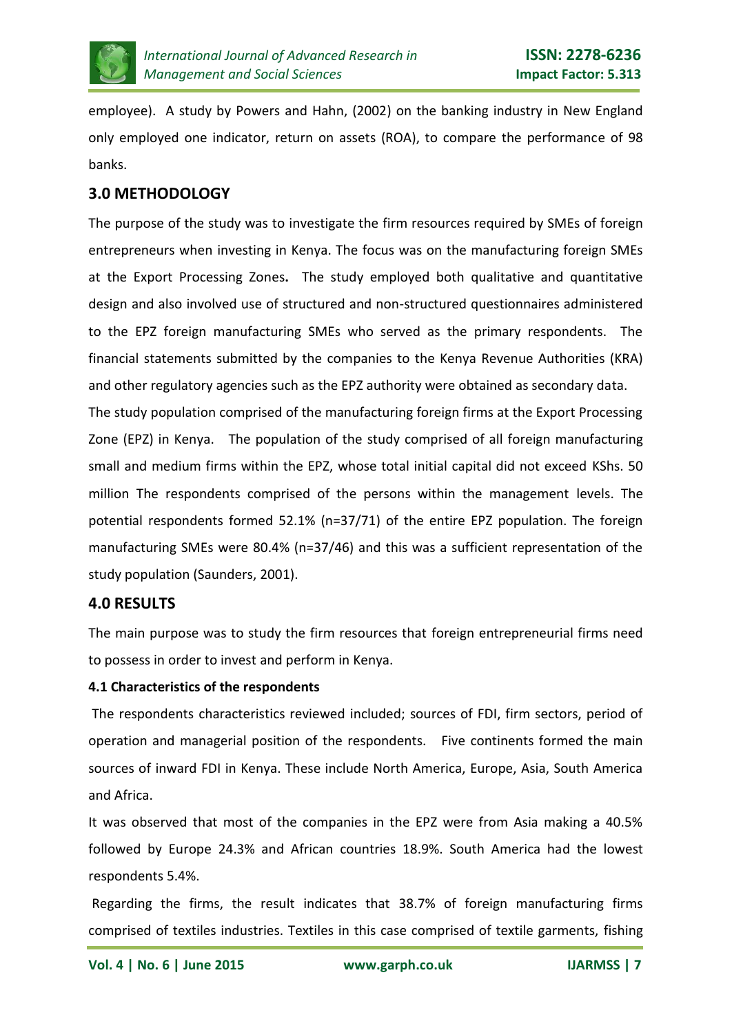employee). A study by Powers and Hahn, (2002) on the banking industry in New England only employed one indicator, return on assets (ROA), to compare the performance of 98 banks.

## 3.0 METHODOLOGY

The purpose of the study was to investigate the firm resources required by SMEs of foreign entrepreneurs when investing in Kenya. The focus was on the manufacturing foreign SMEs at the Export Processing Zones**.** The study employed both qualitative and quantitative design and also involved use of structured and non-structured questionnaires administered to the EPZ foreign manufacturing SMEs who served as the primary respondents. The financial statements submitted by the companies to the Kenya Revenue Authorities (KRA) and other regulatory agencies such as the EPZ authority were obtained as secondary data.

The study population comprised of the manufacturing foreign firms at the Export Processing Zone (EPZ) in Kenya. The population of the study comprised of all foreign manufacturing small and medium firms within the EPZ, whose total initial capital did not exceed KShs. 50 million The respondents comprised of the persons within the management levels. The potential respondents formed 52.1% (n=37/71) of the entire EPZ population. The foreign manufacturing SMEs were 80.4% (n=37/46) and this was a sufficient representation of the study population (Saunders, 2001).

## 4.0 RESULTS

The main purpose was to study the firm resources that foreign entrepreneurial firms need to possess in order to invest and perform in Kenya.

#### 4.1 Characteristics of the respondents

The respondents characteristics reviewed included; sources of FDI, firm sectors, period of operation and managerial position of the respondents. Five continents formed the main sources of inward FDI in Kenya. These include North America, Europe, Asia, South America and Africa.

It was observed that most of the companies in the EPZ were from Asia making a 40.5% followed by Europe 24.3% and African countries 18.9%. South America had the lowest respondents 5.4%.

Regarding the firms, the result indicates that 38.7% of foreign manufacturing firms comprised of textiles industries. Textiles in this case comprised of textile garments, fishing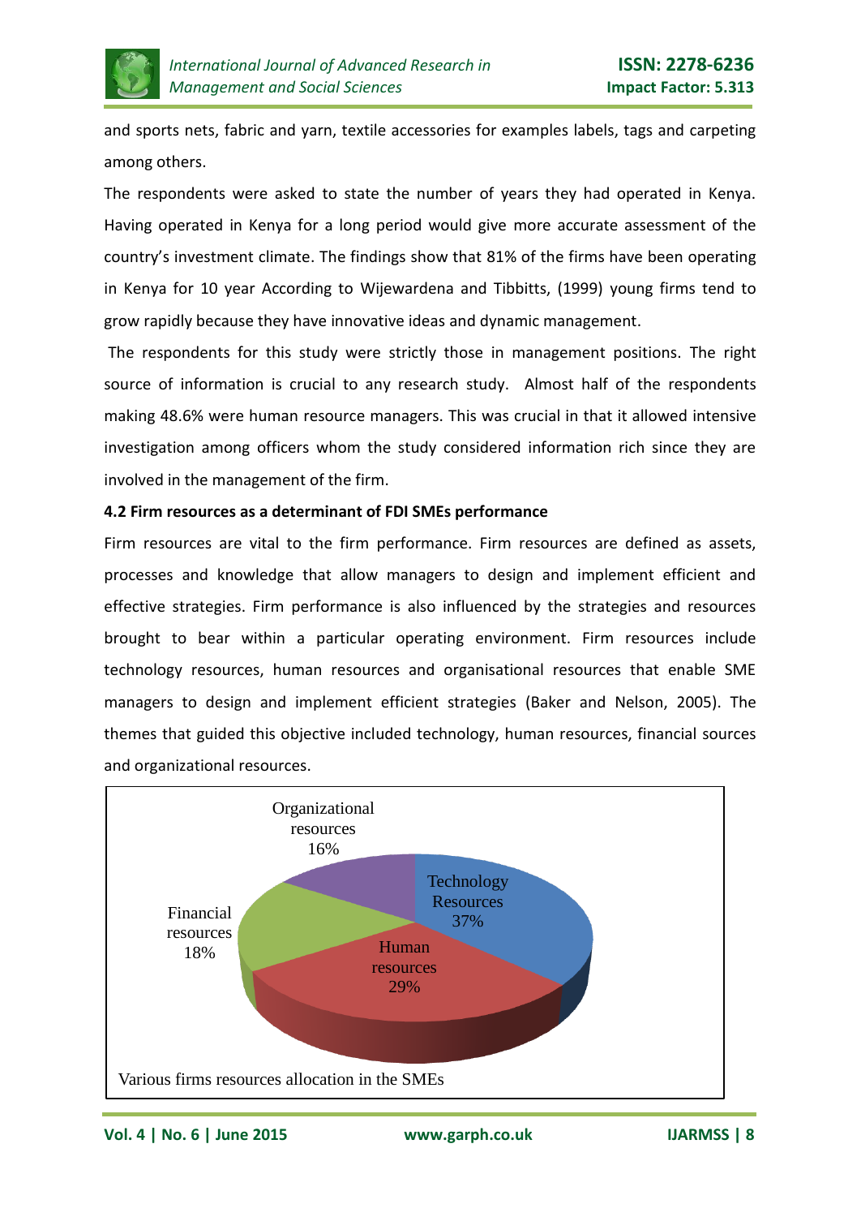and sports nets, fabric and yarn, textile accessories for examples labels, tags and carpeting among others.

The respondents were asked to state the number of years they had operated in Kenya. Having operated in Kenya for a long period would give more accurate assessment of the country's investment climate. The findings show that 81% of the firms have been operating in Kenya for 10 year According to Wijewardena and Tibbitts, (1999) young firms tend to grow rapidly because they have innovative ideas and dynamic management.

The respondents for this study were strictly those in management positions. The right source of information is crucial to any research study. Almost half of the respondents making 48.6% were human resource managers. This was crucial in that it allowed intensive investigation among officers whom the study considered information rich since they are involved in the management of the firm.

### 4.2 Firm resources as a determinant of FDI SMEs performance

Firm resources are vital to the firm performance. Firm resources are defined as assets, processes and knowledge that allow managers to design and implement efficient and effective strategies. Firm performance is also influenced by the strategies and resources brought to bear within a particular operating environment. Firm resources include technology resources, human resources and organisational resources that enable SME managers to design and implement efficient strategies (Baker and Nelson, 2005). The themes that guided this objective included technology, human resources, financial sources and organizational resources.

Organizational resources 16%

Technology Resources 37%

Financial resources 18%

Human resources 29%

Various firms resources allocation in the SMEs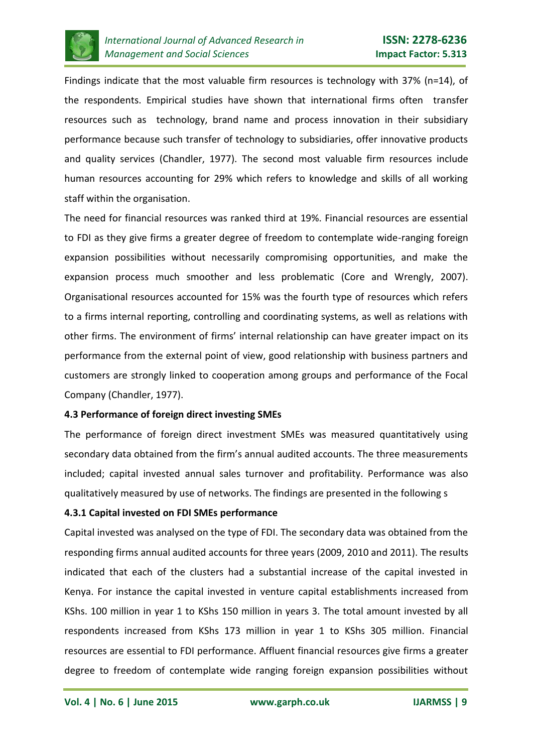Findings indicate that the most valuable firm resources is technology with 37% (n=14), of the respondents. Empirical studies have shown that international firms often transfer resources such as technology, brand name and process innovation in their subsidiary performance because such transfer of technology to subsidiaries, offer innovative products and quality services (Chandler, 1977). The second most valuable firm resources include human resources accounting for 29% which refers to knowledge and skills of all working staff within the organisation.

The need for financial resources was ranked third at 19%. Financial resources are essential to FDI as they give firms a greater degree of freedom to contemplate wide-ranging foreign expansion possibilities without necessarily compromising opportunities, and make the expansion process much smoother and less problematic (Core and Wrengly, 2007). Organisational resources accounted for 15% was the fourth type of resources which refers to a firms internal reporting, controlling and coordinating systems, as well as relations with other firms. The environment of firms' internal relationship can have greater impact on its performance from the external point of view, good relationship with business partners and customers are strongly linked to cooperation among groups and performance of the Focal Company (Chandler, 1977).

### 4.3 Performance of foreign direct investing SMEs

The performance of foreign direct investment SMEs was measured quantitatively using secondary data obtained from the firm's annual audited accounts. The three measurements included; capital invested annual sales turnover and profitability. Performance was also qualitatively measured by use of networks. The findings are presented in the following s

#### 4.3.1 Capital invested on FDI SMEs performance

Capital invested was analysed on the type of FDI. The secondary data was obtained from the responding firms annual audited accounts for three years (2009, 2010 and 2011). The results indicated that each of the clusters had a substantial increase of the capital invested in Kenya. For instance the capital invested in venture capital establishments increased from KShs. 100 million in year 1 to KShs 150 million in years 3. The total amount invested by all respondents increased from KShs 173 million in year 1 to KShs 305 million. Financial resources are essential to FDI performance. Affluent financial resources give firms a greater degree to freedom of contemplate wide ranging foreign expansion possibilities without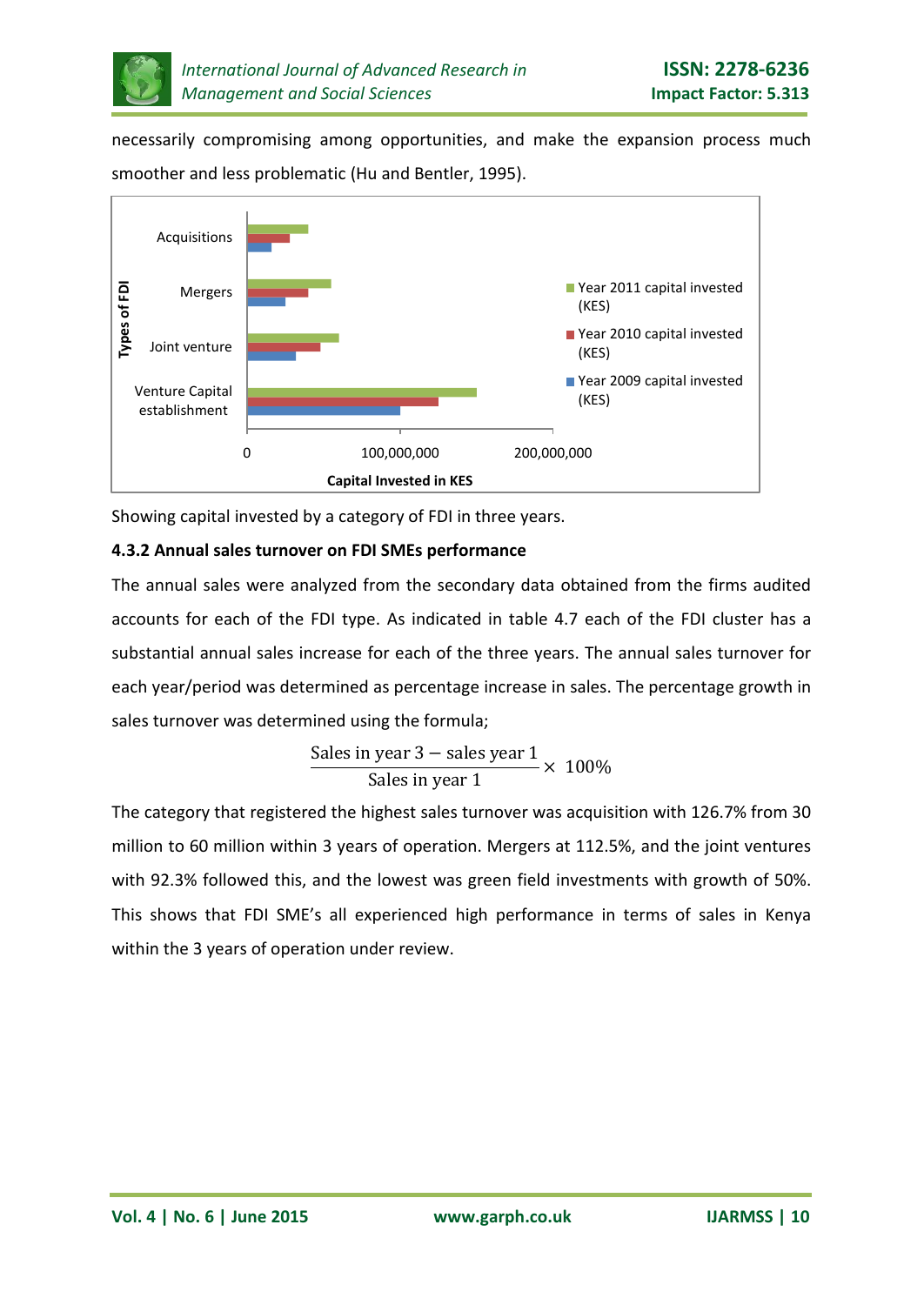necessarily compromising among opportunities, and make the expansion process much smoother and less problematic (Hu and Bentler, 1995).

Showing capital invested by a category of FDI in three years.

#### 4.3.2 Annual sales turnover on FDI SMEs performance

The annual sales were analyzed from the secondary data obtained from the firms audited accounts for each of the FDI type. As indicated in table 4.7 each of the FDI cluster has a substantial annual sales increase for each of the three years. The annual sales turnover for each year/period was determined as percentage increase in sales. The percentage growth in sales turnover was determined using the formula;

$$\frac{\text{Sales in year 3} - \text{sales year 1}}{\text{Sales in year 1}} \times 100\%$$

The category that registered the highest sales turnover was acquisition with 126.7% from 30 million to 60 million within 3 years of operation. Mergers at 112.5%, and the joint ventures with 92.3% followed this, and the lowest was green field investments with growth of 50%. This shows that FDI SME's all experienced high performance in terms of sales in Kenya within the 3 years of operation under review.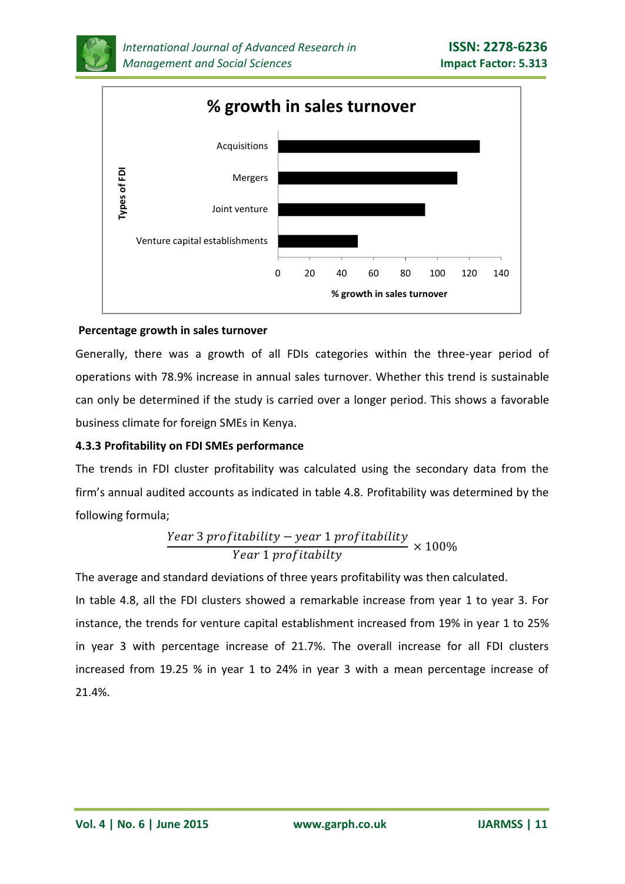**Percentage growth in sales turnover**

Generally, there was a growth of all FDIs categories within the three-year period of operations with 78.9% increase in annual sales turnover. Whether this trend is sustainable can only be determined if the study is carried over a longer period. This shows a favorable business climate for foreign SMEs in Kenya.

### 4.3.3 Profitability on FDI SMEs performance

The trends in FDI cluster profitability was calculated using the secondary data from the firm's annual audited accounts as indicated in table 4.8. Profitability was determined by the following formula;

$$\frac{Year\ 3\ profitability - year\ 1\ profitability}{Year\ 1\ profitabilty} \times 100\%$$

The average and standard deviations of three years profitability was then calculated.

In table 4.8, all the FDI clusters showed a remarkable increase from year 1 to year 3. For instance, the trends for venture capital establishment increased from 19% in year 1 to 25% in year 3 with percentage increase of 21.7%. The overall increase for all FDI clusters increased from 19.25 % in year 1 to 24% in year 3 with a mean percentage increase of 21.4%.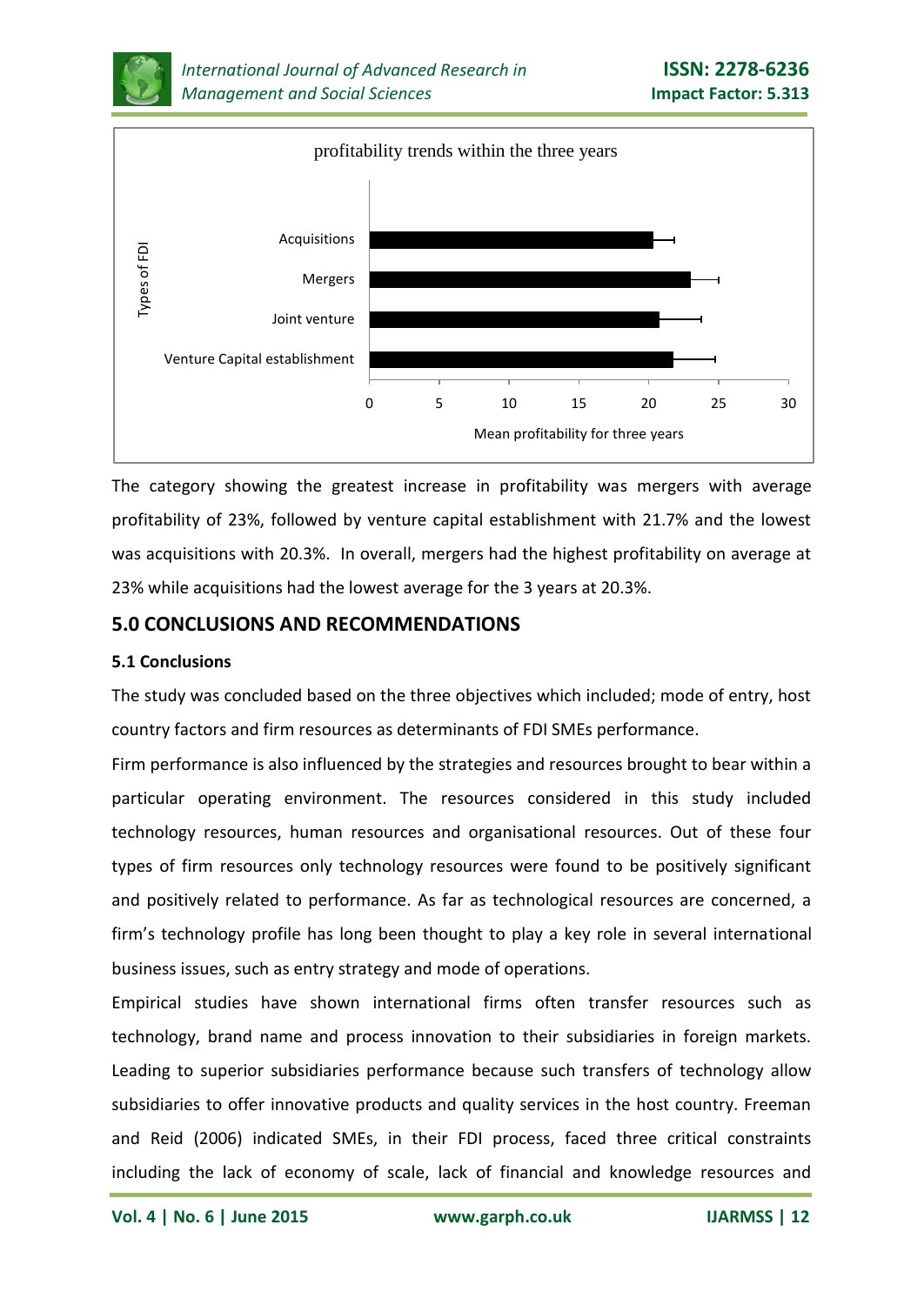The category showing the greatest increase in profitability was mergers with average profitability of 23%, followed by venture capital establishment with 21.7% and the lowest was acquisitions with 20.3%. In overall, mergers had the highest profitability on average at 23% while acquisitions had the lowest average for the 3 years at 20.3%.

## 5.0 CONCLUSIONS AND RECOMMENDATIONS

### 5.1 Conclusions

The study was concluded based on the three objectives which included; mode of entry, host country factors and firm resources as determinants of FDI SMEs performance.

Firm performance is also influenced by the strategies and resources brought to bear within a particular operating environment. The resources considered in this study included technology resources, human resources and organisational resources. Out of these four types of firm resources only technology resources were found to be positively significant and positively related to performance. As far as technological resources are concerned, a firm's technology profile has long been thought to play a key role in several international business issues, such as entry strategy and mode of operations.

Empirical studies have shown international firms often transfer resources such as technology, brand name and process innovation to their subsidiaries in foreign markets. Leading to superior subsidiaries performance because such transfers of technology allow subsidiaries to offer innovative products and quality services in the host country. Freeman and Reid (2006) indicated SMEs, in their FDI process, faced three critical constraints including the lack of economy of scale, lack of financial and knowledge resources and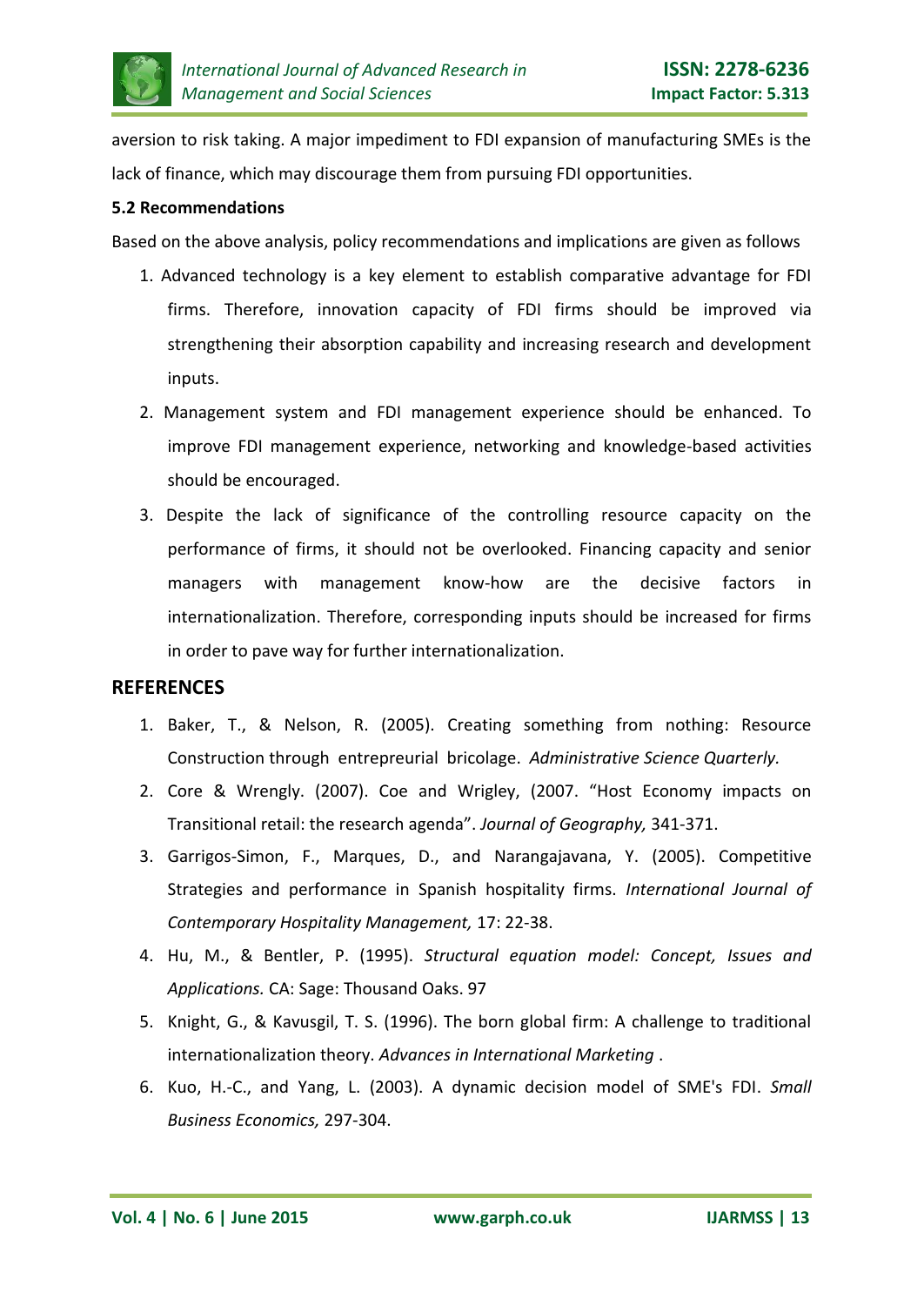aversion to risk taking. A major impediment to FDI expansion of manufacturing SMEs is the lack of finance, which may discourage them from pursuing FDI opportunities.

### 5.2 Recommendations

Based on the above analysis, policy recommendations and implications are given as follows

1. Advanced technology is a key element to establish comparative advantage for FDI firms. Therefore, innovation capacity of FDI firms should be improved via strengthening their absorption capability and increasing research and development inputs.
2. Management system and FDI management experience should be enhanced. To improve FDI management experience, networking and knowledge-based activities should be encouraged.
3. Despite the lack of significance of the controlling resource capacity on the performance of firms, it should not be overlooked. Financing capacity and senior managers with management know-how are the decisive factors in internationalization. Therefore, corresponding inputs should be increased for firms in order to pave way for further internationalization.

## REFERENCES

1. Baker, T., & Nelson, R. (2005). Creating something from nothing: Resource Construction through entrepreurial bricolage. *Administrative Science Quarterly.*
2. Core & Wrengly. (2007). Coe and Wrigley, (2007. "Host Economy impacts on Transitional retail: the research agenda". *Journal of Geography,* 341-371.
3. Garrigos-Simon, F., Marques, D., and Narangajavana, Y. (2005). Competitive Strategies and performance in Spanish hospitality firms. *International Journal of Contemporary Hospitality Management,* 17: 22-38.
4. Hu, M., & Bentler, P. (1995). *Structural equation model: Concept, Issues and Applications.* CA: Sage: Thousand Oaks. 97
5. Knight, G., & Kavusgil, T. S. (1996). The born global firm: A challenge to traditional internationalization theory. *Advances in International Marketing* .
6. Kuo, H.-C., and Yang, L. (2003). A dynamic decision model of SME's FDI. *Small Business Economics,* 297-304.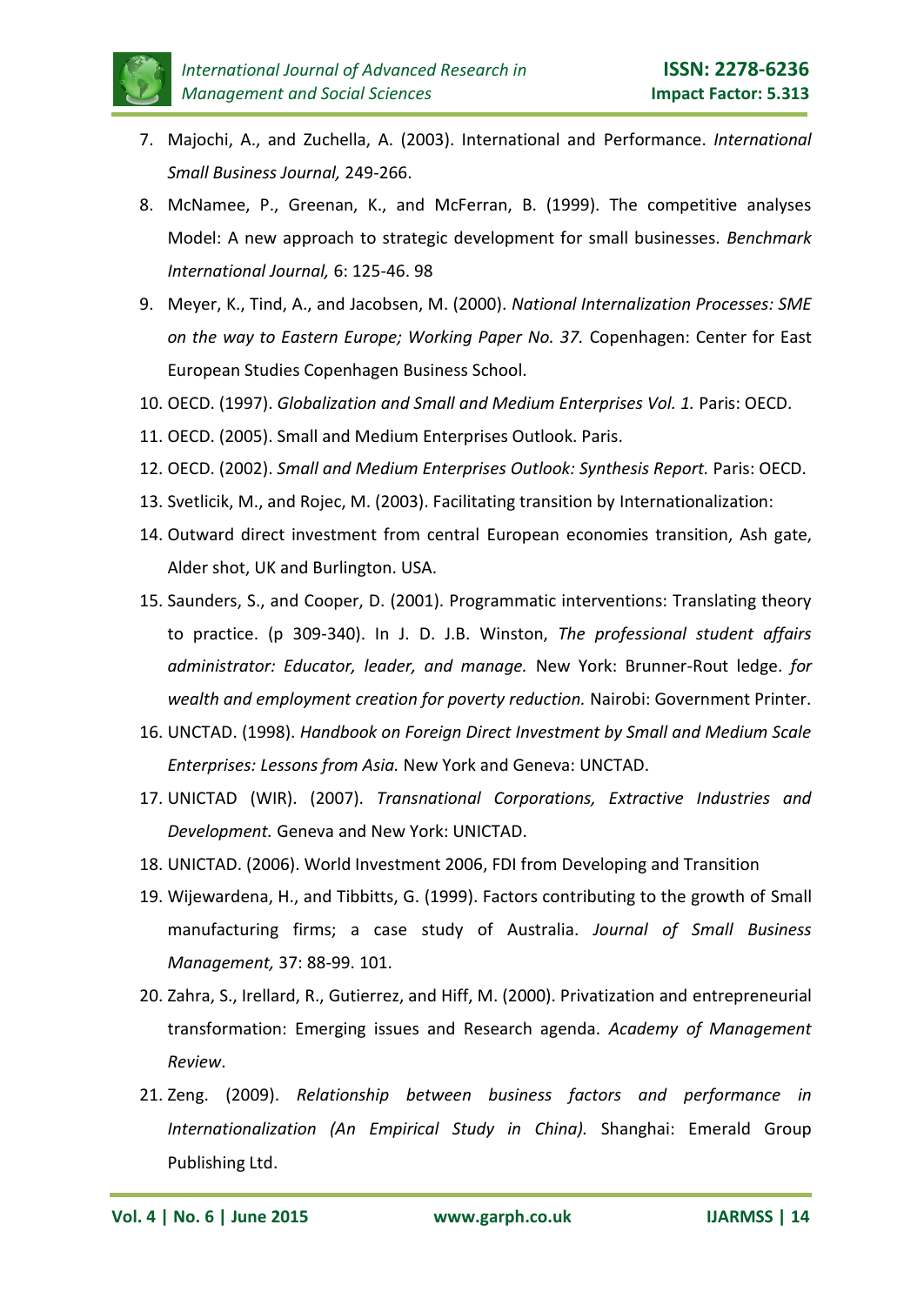7. Majochi, A., and Zuchella, A. (2003). International and Performance. *International Small Business Journal,* 249-266.
8. McNamee, P., Greenan, K., and McFerran, B. (1999). The competitive analyses Model: A new approach to strategic development for small businesses. *Benchmark International Journal,* 6: 125-46. 98
9. Meyer, K., Tind, A., and Jacobsen, M. (2000). *National Internalization Processes: SME on the way to Eastern Europe; Working Paper No. 37.* Copenhagen: Center for East European Studies Copenhagen Business School.
10. OECD. (1997). *Globalization and Small and Medium Enterprises Vol. 1.* Paris: OECD.
11. OECD. (2005). Small and Medium Enterprises Outlook. Paris.
12. OECD. (2002). *Small and Medium Enterprises Outlook: Synthesis Report.* Paris: OECD.
13. Svetlicik, M., and Rojec, M. (2003). Facilitating transition by Internationalization:
14. Outward direct investment from central European economies transition, Ash gate, Alder shot, UK and Burlington. USA.
15. Saunders, S., and Cooper, D. (2001). Programmatic interventions: Translating theory to practice. (p 309-340). In J. D. J.B. Winston, *The professional student affairs administrator: Educator, leader, and manage.* New York: Brunner-Rout ledge. *for wealth and employment creation for poverty reduction.* Nairobi: Government Printer.
16. UNCTAD. (1998). *Handbook on Foreign Direct Investment by Small and Medium Scale Enterprises: Lessons from Asia.* New York and Geneva: UNCTAD.
17. UNICTAD (WIR). (2007). *Transnational Corporations, Extractive Industries and Development.* Geneva and New York: UNICTAD.
18. UNICTAD. (2006). World Investment 2006, FDI from Developing and Transition
19. Wijewardena, H., and Tibbitts, G. (1999). Factors contributing to the growth of Small manufacturing firms; a case study of Australia. *Journal of Small Business Management,* 37: 88-99. 101.
20. Zahra, S., Irellard, R., Gutierrez, and Hiff, M. (2000). Privatization and entrepreneurial transformation: Emerging issues and Research agenda. *Academy of Management Review*.
21. Zeng. (2009). *Relationship between business factors and performance in Internationalization (An Empirical Study in China).* Shanghai: Emerald Group Publishing Ltd.